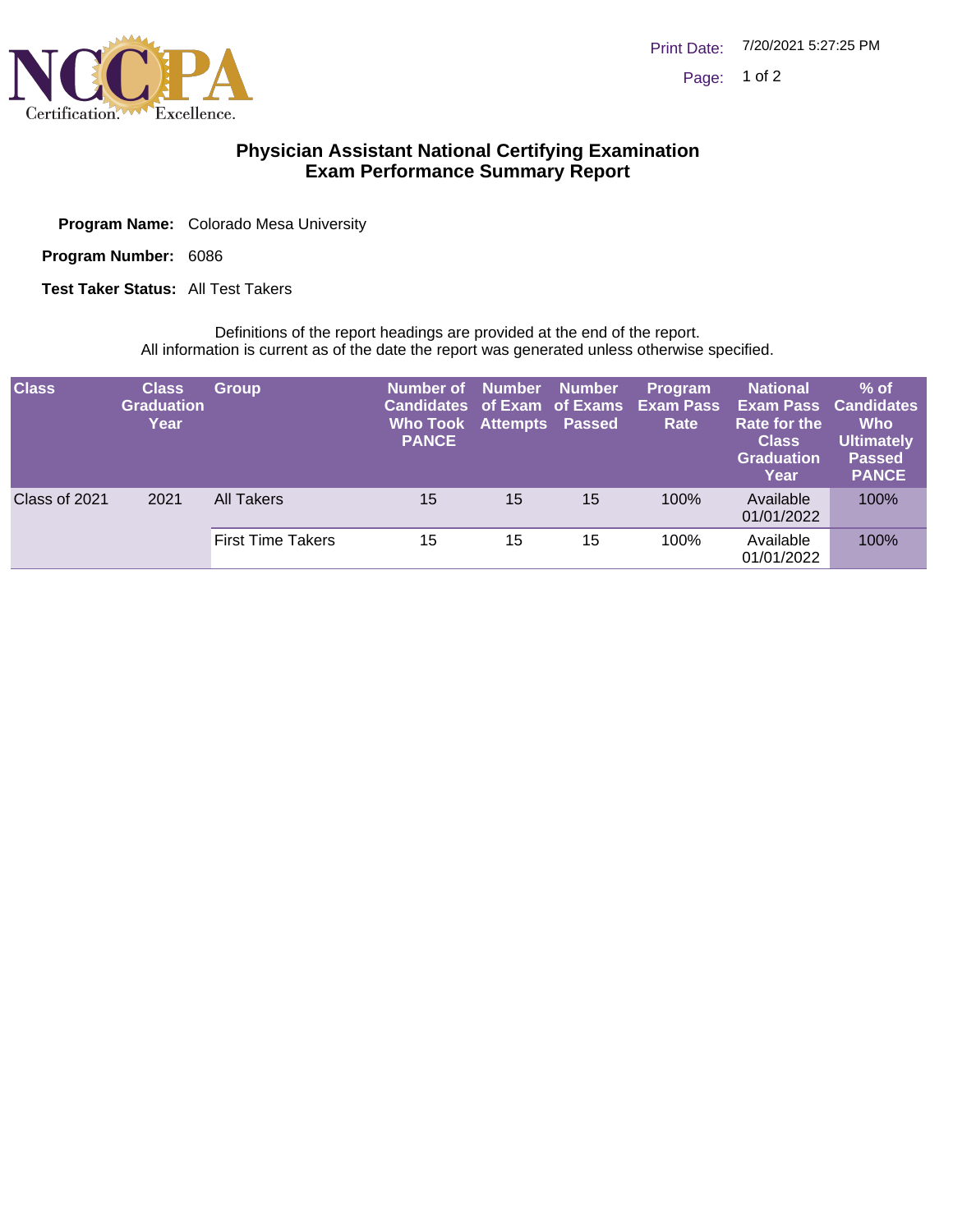# Physician Assistant National Certifying Examination
# Exam Performance Summary Report

**Program Name:** Colorado Mesa University

**Program Number:** 6086

**Test Taker Status:** All Test Takers

Definitions of the report headings are provided at the end of the report.
All information is current as of the date the report was generated unless otherwise specified.

| Class | Class Graduation Year | Group | Number of Candidates Who Took PANCE | Number of Exam Attempts | Number of Exams Passed | Program Exam Pass Rate | National Exam Pass Rate for the Class Graduation Year | % of Candidates Who Ultimately Passed PANCE |
|---|---|---|---|---|---|---|---|---|
| Class of 2021 | 2021 | All Takers | 15 | 15 | 15 | 100% | Available 01/01/2022 | 100% |
| | | First Time Takers | 15 | 15 | 15 | 100% | Available 01/01/2022 | 100% |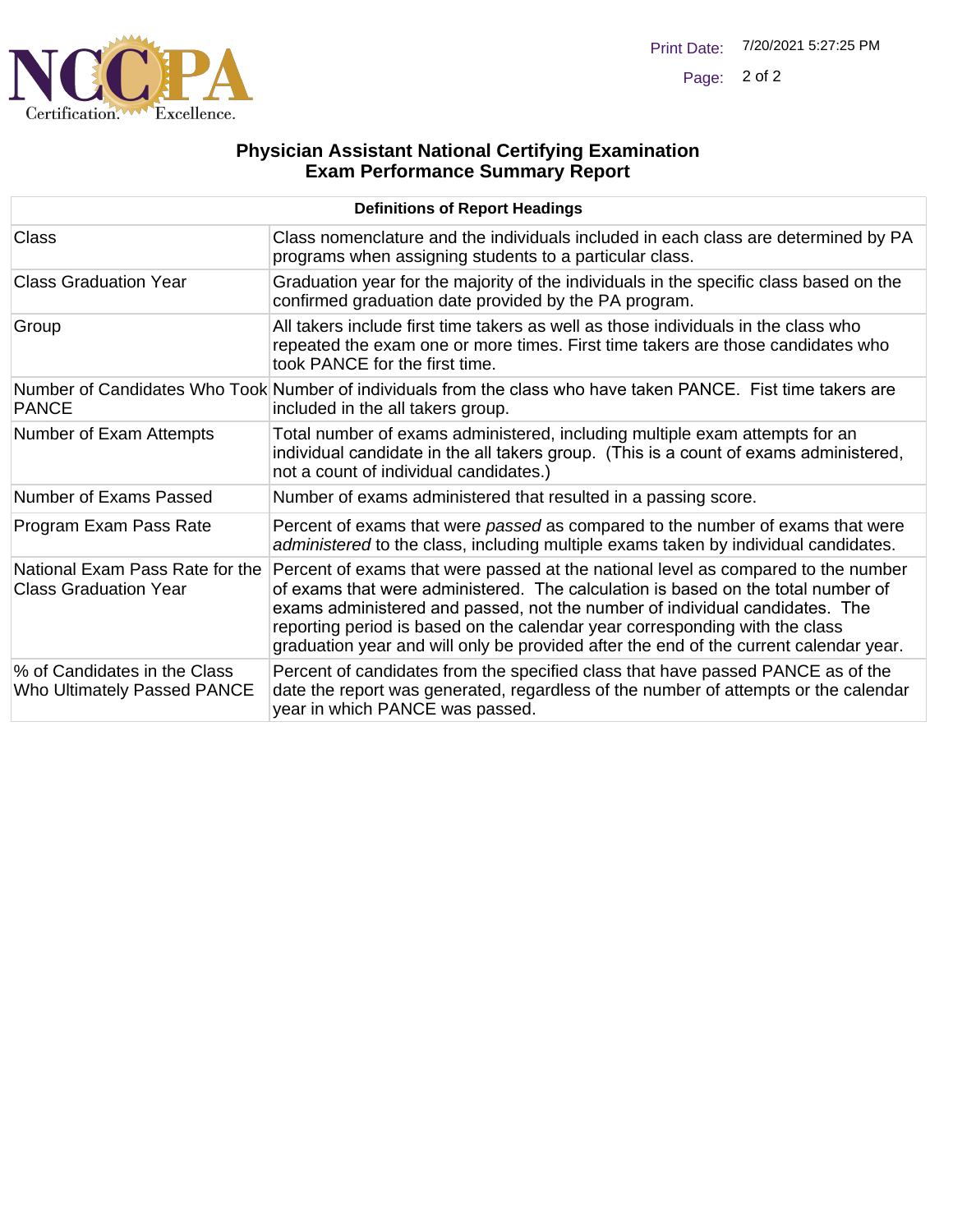## Physician Assistant National Certifying Examination
## Exam Performance Summary Report

| Definitions of Report Headings | |
|---|---|
| Class | Class nomenclature and the individuals included in each class are determined by PA programs when assigning students to a particular class. |
| Class Graduation Year | Graduation year for the majority of the individuals in the specific class based on the confirmed graduation date provided by the PA program. |
| Group | All takers include first time takers as well as those individuals in the class who repeated the exam one or more times. First time takers are those candidates who took PANCE for the first time. |
| Number of Candidates Who Took PANCE | Number of individuals from the class who have taken PANCE. Fist time takers are included in the all takers group. |
| Number of Exam Attempts | Total number of exams administered, including multiple exam attempts for an individual candidate in the all takers group. (This is a count of exams administered, not a count of individual candidates.) |
| Number of Exams Passed | Number of exams administered that resulted in a passing score. |
| Program Exam Pass Rate | Percent of exams that were *passed* as compared to the number of exams that were *administered* to the class, including multiple exams taken by individual candidates. |
| National Exam Pass Rate for the Class Graduation Year | Percent of exams that were passed at the national level as compared to the number of exams that were administered. The calculation is based on the total number of exams administered and passed, not the number of individual candidates. The reporting period is based on the calendar year corresponding with the class graduation year and will only be provided after the end of the current calendar year. |
| % of Candidates in the Class Who Ultimately Passed PANCE | Percent of candidates from the specified class that have passed PANCE as of the date the report was generated, regardless of the number of attempts or the calendar year in which PANCE was passed. |